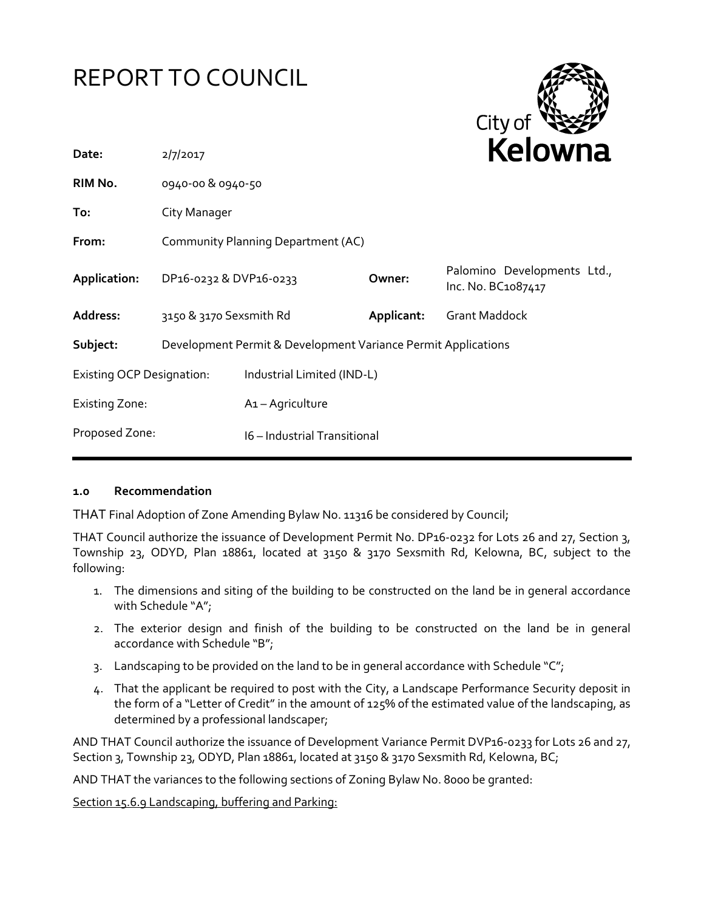# REPORT TO COUNCIL

City of Kelowna

| | | | |
|---|---|---|---|
| **Date:** | 2/7/2017 | | |
| **RIM No.** | 0940-00 & 0940-50 | | |
| **To:** | City Manager | | |
| **From:** | Community Planning Department (AC) | | |
| **Application:** | DP16-0232 & DVP16-0233 | **Owner:** | Palomino Developments Ltd., Inc. No. BC1087417 |
| **Address:** | 3150 & 3170 Sexsmith Rd | **Applicant:** | Grant Maddock |
| **Subject:** | Development Permit & Development Variance Permit Applications | | |
| Existing OCP Designation: | Industrial Limited (IND-L) | | |
| Existing Zone: | A1 – Agriculture | | |
| Proposed Zone: | I6 – Industrial Transitional | | |

### 1.0 Recommendation

THAT Final Adoption of Zone Amending Bylaw No. 11316 be considered by Council;

THAT Council authorize the issuance of Development Permit No. DP16-0232 for Lots 26 and 27, Section 3, Township 23, ODYD, Plan 18861, located at 3150 & 3170 Sexsmith Rd, Kelowna, BC, subject to the following:

1. The dimensions and siting of the building to be constructed on the land be in general accordance with Schedule "A";
2. The exterior design and finish of the building to be constructed on the land be in general accordance with Schedule "B";
3. Landscaping to be provided on the land to be in general accordance with Schedule "C";
4. That the applicant be required to post with the City, a Landscape Performance Security deposit in the form of a "Letter of Credit" in the amount of 125% of the estimated value of the landscaping, as determined by a professional landscaper;

AND THAT Council authorize the issuance of Development Variance Permit DVP16-0233 for Lots 26 and 27, Section 3, Township 23, ODYD, Plan 18861, located at 3150 & 3170 Sexsmith Rd, Kelowna, BC;

AND THAT the variances to the following sections of Zoning Bylaw No. 8000 be granted:

<u>Section 15.6.9 Landscaping, buffering and Parking:</u>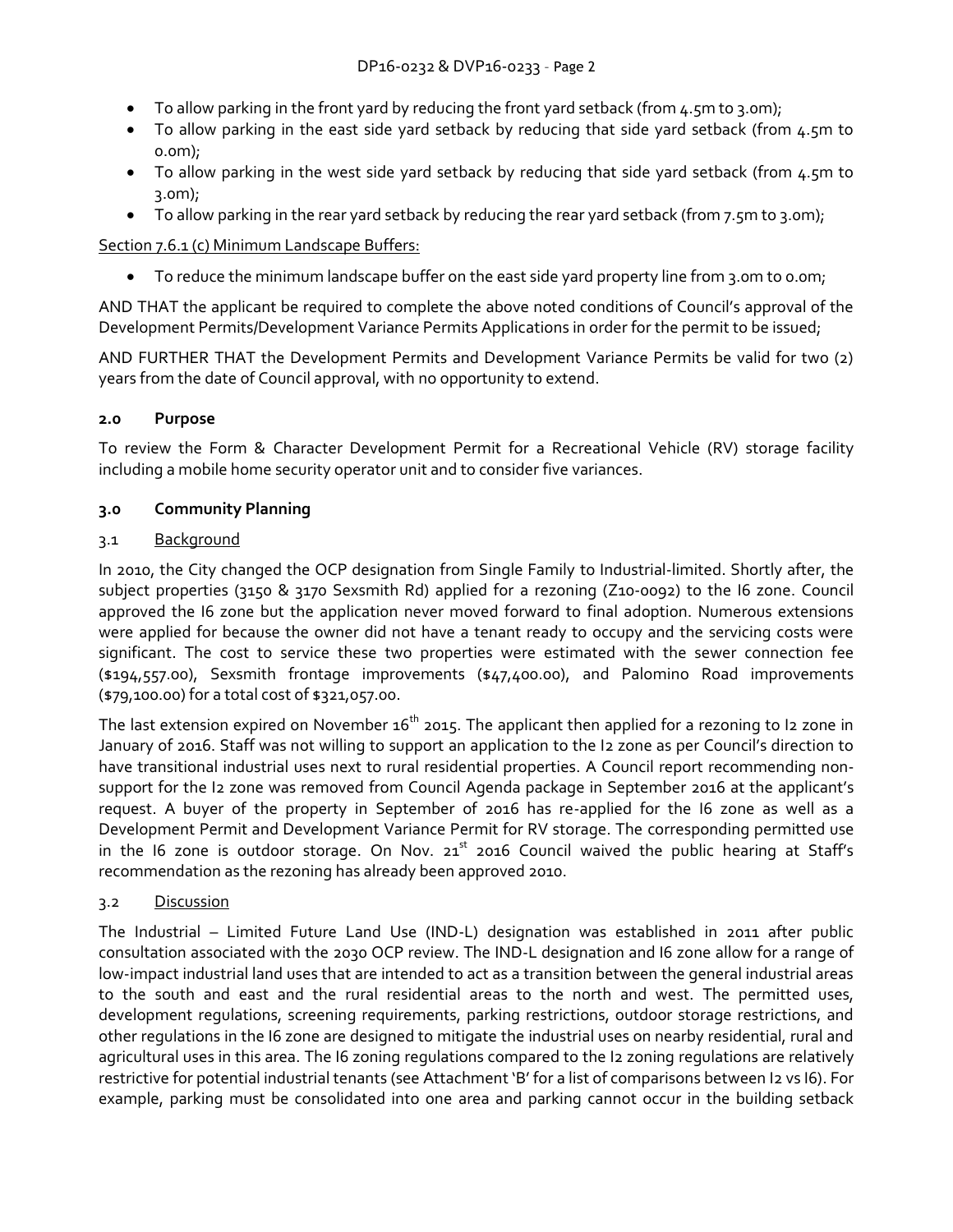- To allow parking in the front yard by reducing the front yard setback (from 4.5m to 3.0m);
- To allow parking in the east side yard setback by reducing that side yard setback (from 4.5m to 0.0m);
- To allow parking in the west side yard setback by reducing that side yard setback (from 4.5m to 3.0m);
- To allow parking in the rear yard setback by reducing the rear yard setback (from 7.5m to 3.0m);

Section 7.6.1 (c) Minimum Landscape Buffers:

- To reduce the minimum landscape buffer on the east side yard property line from 3.0m to 0.0m;

AND THAT the applicant be required to complete the above noted conditions of Council's approval of the Development Permits/Development Variance Permits Applications in order for the permit to be issued;

AND FURTHER THAT the Development Permits and Development Variance Permits be valid for two (2) years from the date of Council approval, with no opportunity to extend.

## 2.0 Purpose

To review the Form & Character Development Permit for a Recreational Vehicle (RV) storage facility including a mobile home security operator unit and to consider five variances.

## 3.0 Community Planning

### 3.1 Background

In 2010, the City changed the OCP designation from Single Family to Industrial-limited. Shortly after, the subject properties (3150 & 3170 Sexsmith Rd) applied for a rezoning (Z10-0092) to the I6 zone. Council approved the I6 zone but the application never moved forward to final adoption. Numerous extensions were applied for because the owner did not have a tenant ready to occupy and the servicing costs were significant. The cost to service these two properties were estimated with the sewer connection fee ($194,557.00), Sexsmith frontage improvements ($47,400.00), and Palomino Road improvements ($79,100.00) for a total cost of $321,057.00.

The last extension expired on November 16th 2015. The applicant then applied for a rezoning to I2 zone in January of 2016. Staff was not willing to support an application to the I2 zone as per Council's direction to have transitional industrial uses next to rural residential properties. A Council report recommending non-support for the I2 zone was removed from Council Agenda package in September 2016 at the applicant's request. A buyer of the property in September of 2016 has re-applied for the I6 zone as well as a Development Permit and Development Variance Permit for RV storage. The corresponding permitted use in the I6 zone is outdoor storage. On Nov. 21st 2016 Council waived the public hearing at Staff's recommendation as the rezoning has already been approved 2010.

### 3.2 Discussion

The Industrial – Limited Future Land Use (IND-L) designation was established in 2011 after public consultation associated with the 2030 OCP review. The IND-L designation and I6 zone allow for a range of low-impact industrial land uses that are intended to act as a transition between the general industrial areas to the south and east and the rural residential areas to the north and west. The permitted uses, development regulations, screening requirements, parking restrictions, outdoor storage restrictions, and other regulations in the I6 zone are designed to mitigate the industrial uses on nearby residential, rural and agricultural uses in this area. The I6 zoning regulations compared to the I2 zoning regulations are relatively restrictive for potential industrial tenants (see Attachment 'B' for a list of comparisons between I2 vs I6). For example, parking must be consolidated into one area and parking cannot occur in the building setback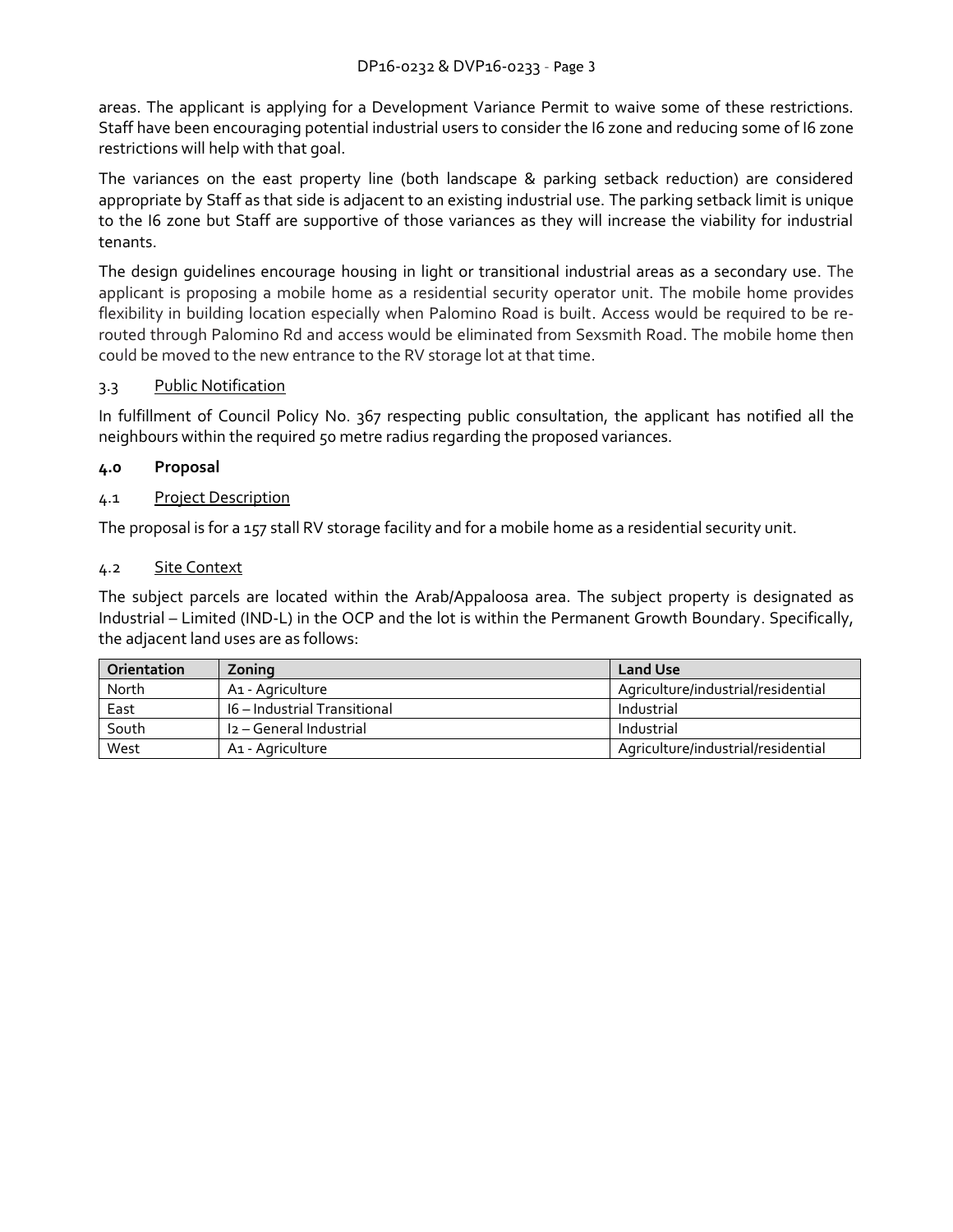areas. The applicant is applying for a Development Variance Permit to waive some of these restrictions. Staff have been encouraging potential industrial users to consider the I6 zone and reducing some of I6 zone restrictions will help with that goal.

The variances on the east property line (both landscape & parking setback reduction) are considered appropriate by Staff as that side is adjacent to an existing industrial use. The parking setback limit is unique to the I6 zone but Staff are supportive of those variances as they will increase the viability for industrial tenants.

The design guidelines encourage housing in light or transitional industrial areas as a secondary use. The applicant is proposing a mobile home as a residential security operator unit. The mobile home provides flexibility in building location especially when Palomino Road is built. Access would be required to be re-routed through Palomino Rd and access would be eliminated from Sexsmith Road. The mobile home then could be moved to the new entrance to the RV storage lot at that time.

### 3.3 Public Notification

In fulfillment of Council Policy No. 367 respecting public consultation, the applicant has notified all the neighbours within the required 50 metre radius regarding the proposed variances.

## 4.0 Proposal

### 4.1 Project Description

The proposal is for a 157 stall RV storage facility and for a mobile home as a residential security unit.

### 4.2 Site Context

The subject parcels are located within the Arab/Appaloosa area. The subject property is designated as Industrial – Limited (IND-L) in the OCP and the lot is within the Permanent Growth Boundary. Specifically, the adjacent land uses are as follows:

| Orientation | Zoning | Land Use |
|---|---|---|
| North | A1 - Agriculture | Agriculture/industrial/residential |
| East | I6 – Industrial Transitional | Industrial |
| South | I2 – General Industrial | Industrial |
| West | A1 - Agriculture | Agriculture/industrial/residential |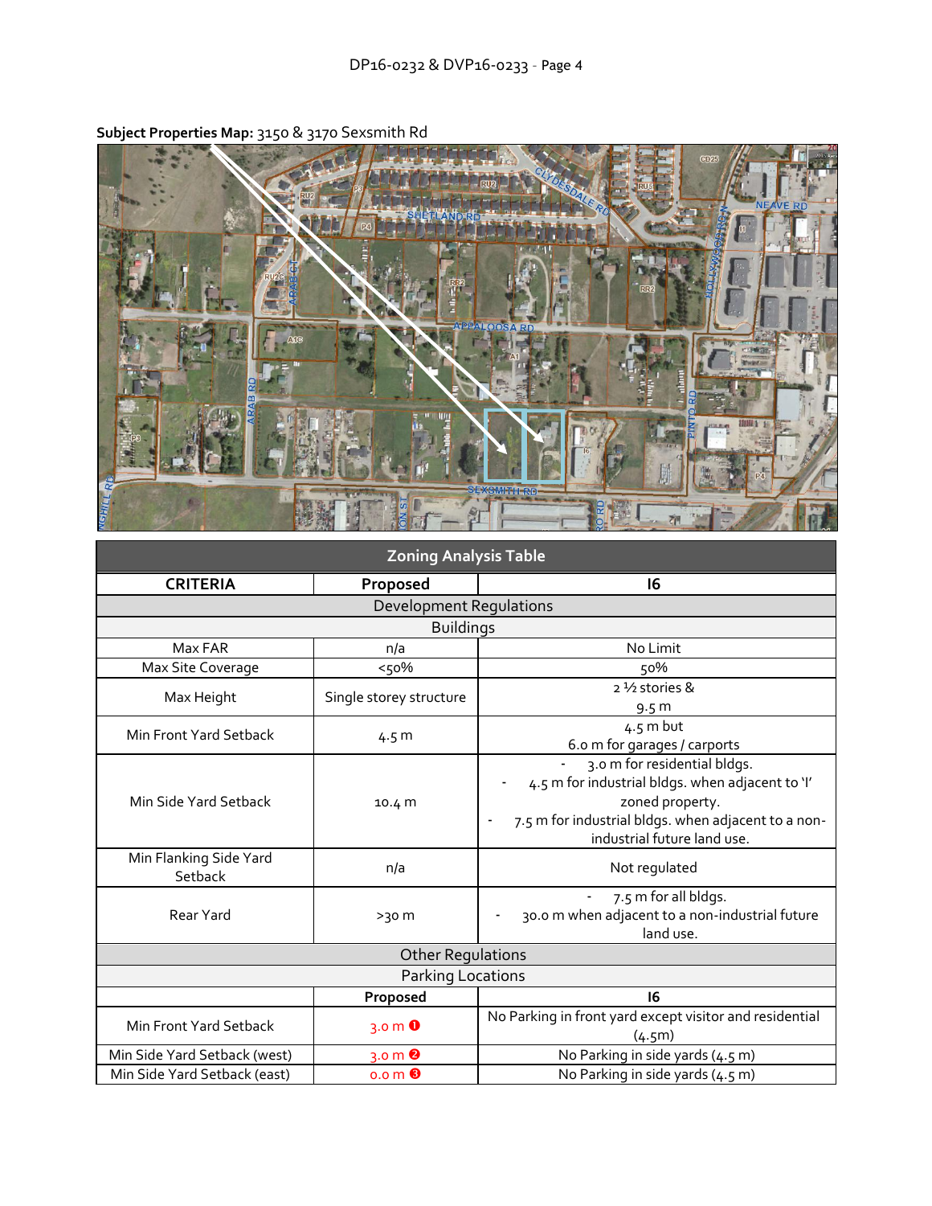**Subject Properties Map:** 3150 & 3170 Sexsmith Rd

| Zoning Analysis Table | | |
|---|---|---|
| **CRITERIA** | **Proposed** | **I6** |
| Development Regulations | | |
| Buildings | | |
| Max FAR | n/a | No Limit |
| Max Site Coverage | <50% | 50% |
| Max Height | Single storey structure | 2 ½ stories & 9.5 m |
| Min Front Yard Setback | 4.5 m | 4.5 m but 6.0 m for garages / carports |
| Min Side Yard Setback | 10.4 m | - 3.0 m for residential bldgs. - 4.5 m for industrial bldgs. when adjacent to 'I' zoned property. - 7.5 m for industrial bldgs. when adjacent to a non-industrial future land use. |
| Min Flanking Side Yard Setback | n/a | Not regulated |
| Rear Yard | >30 m | - 7.5 m for all bldgs. - 30.0 m when adjacent to a non-industrial future land use. |
| Other Regulations | | |
| Parking Locations | | |
| | **Proposed** | **I6** |
| Min Front Yard Setback | 3.0 m ❶ | No Parking in front yard except visitor and residential (4.5m) |
| Min Side Yard Setback (west) | 3.0 m ❷ | No Parking in side yards (4.5 m) |
| Min Side Yard Setback (east) | 0.0 m ❸ | No Parking in side yards (4.5 m) |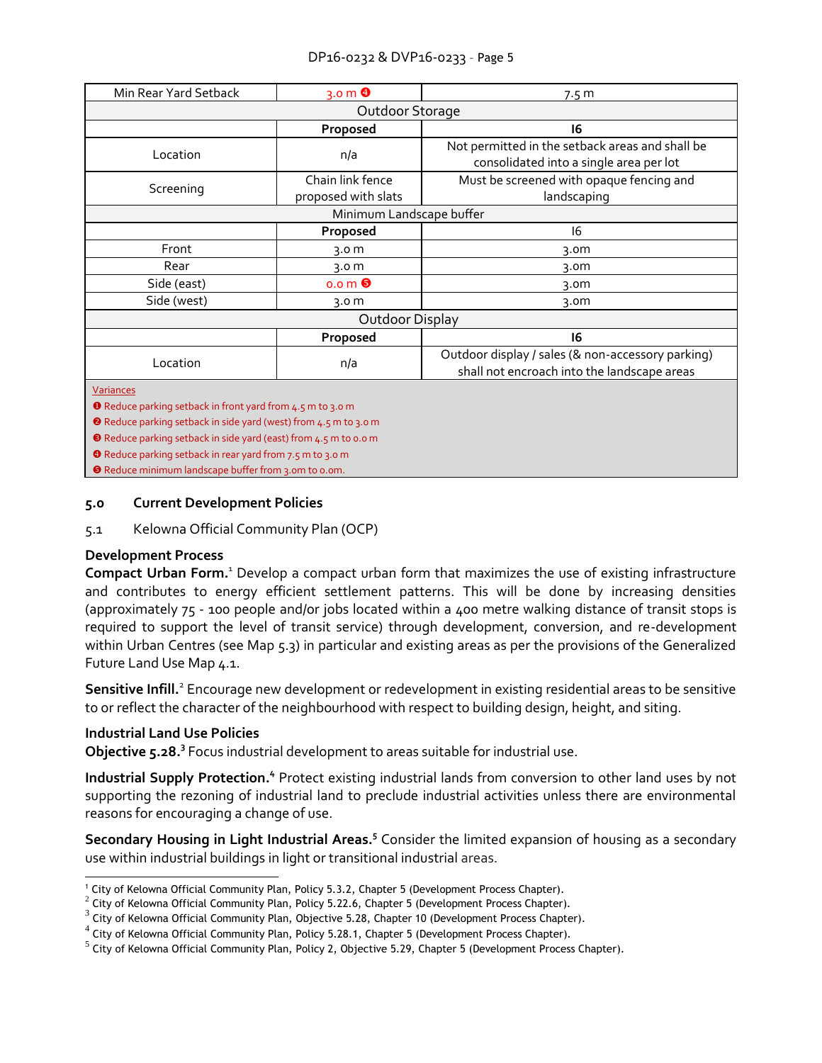| Min Rear Yard Setback | 3.0 m ❹ | 7.5 m |
|---|---|---|
| Outdoor Storage | | |
| | **Proposed** | **I6** |
| Location | n/a | Not permitted in the setback areas and shall be consolidated into a single area per lot |
| Screening | Chain link fence proposed with slats | Must be screened with opaque fencing and landscaping |
| Minimum Landscape buffer | | |
| | **Proposed** | I6 |
| Front | 3.0 m | 3.0m |
| Rear | 3.0 m | 3.0m |
| Side (east) | 0.0 m ❺ | 3.0m |
| Side (west) | 3.0 m | 3.0m |
| Outdoor Display | | |
| | **Proposed** | **I6** |
| Location | n/a | Outdoor display / sales (& non-accessory parking) shall not encroach into the landscape areas |

Variances
❶ Reduce parking setback in front yard from 4.5 m to 3.0 m
❷ Reduce parking setback in side yard (west) from 4.5 m to 3.0 m
❸ Reduce parking setback in side yard (east) from 4.5 m to 0.0 m
❹ Reduce parking setback in rear yard from 7.5 m to 3.0 m
❺ Reduce minimum landscape buffer from 3.0m to 0.0m.

## 5.0 Current Development Policies

### 5.1 Kelowna Official Community Plan (OCP)

**Development Process**

**Compact Urban Form.**[1] Develop a compact urban form that maximizes the use of existing infrastructure and contributes to energy efficient settlement patterns. This will be done by increasing densities (approximately 75 - 100 people and/or jobs located within a 400 metre walking distance of transit stops is required to support the level of transit service) through development, conversion, and re-development within Urban Centres (see Map 5.3) in particular and existing areas as per the provisions of the Generalized Future Land Use Map 4.1.

**Sensitive Infill.**[2] Encourage new development or redevelopment in existing residential areas to be sensitive to or reflect the character of the neighbourhood with respect to building design, height, and siting.

**Industrial Land Use Policies**

**Objective 5.28.**[3] Focus industrial development to areas suitable for industrial use.

**Industrial Supply Protection.**[4] Protect existing industrial lands from conversion to other land uses by not supporting the rezoning of industrial land to preclude industrial activities unless there are environmental reasons for encouraging a change of use.

**Secondary Housing in Light Industrial Areas.**[5] Consider the limited expansion of housing as a secondary use within industrial buildings in light or transitional industrial areas.

---

[1] City of Kelowna Official Community Plan, Policy 5.3.2, Chapter 5 (Development Process Chapter).
[2] City of Kelowna Official Community Plan, Policy 5.22.6, Chapter 5 (Development Process Chapter).
[3] City of Kelowna Official Community Plan, Objective 5.28, Chapter 10 (Development Process Chapter).
[4] City of Kelowna Official Community Plan, Policy 5.28.1, Chapter 5 (Development Process Chapter).
[5] City of Kelowna Official Community Plan, Policy 2, Objective 5.29, Chapter 5 (Development Process Chapter).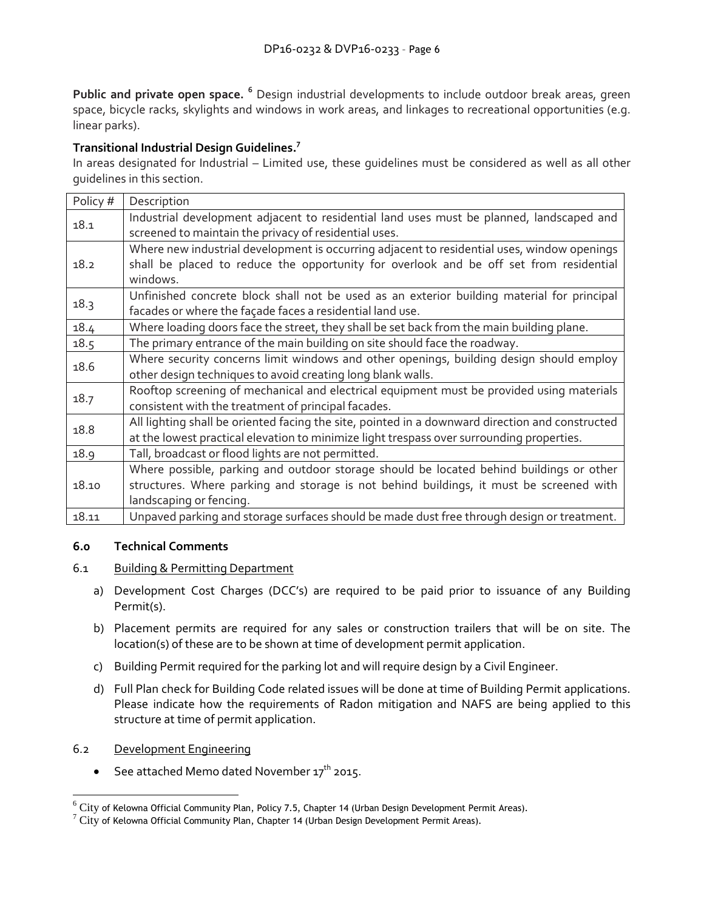**Public and private open space.** [6] Design industrial developments to include outdoor break areas, green space, bicycle racks, skylights and windows in work areas, and linkages to recreational opportunities (e.g. linear parks).

**Transitional Industrial Design Guidelines.**[7]

In areas designated for Industrial – Limited use, these guidelines must be considered as well as all other guidelines in this section.

| Policy # | Description |
|---|---|
| 18.1 | Industrial development adjacent to residential land uses must be planned, landscaped and screened to maintain the privacy of residential uses. |
| 18.2 | Where new industrial development is occurring adjacent to residential uses, window openings shall be placed to reduce the opportunity for overlook and be off set from residential windows. |
| 18.3 | Unfinished concrete block shall not be used as an exterior building material for principal facades or where the façade faces a residential land use. |
| 18.4 | Where loading doors face the street, they shall be set back from the main building plane. |
| 18.5 | The primary entrance of the main building on site should face the roadway. |
| 18.6 | Where security concerns limit windows and other openings, building design should employ other design techniques to avoid creating long blank walls. |
| 18.7 | Rooftop screening of mechanical and electrical equipment must be provided using materials consistent with the treatment of principal facades. |
| 18.8 | All lighting shall be oriented facing the site, pointed in a downward direction and constructed at the lowest practical elevation to minimize light trespass over surrounding properties. |
| 18.9 | Tall, broadcast or flood lights are not permitted. |
| 18.10 | Where possible, parking and outdoor storage should be located behind buildings or other structures. Where parking and storage is not behind buildings, it must be screened with landscaping or fencing. |
| 18.11 | Unpaved parking and storage surfaces should be made dust free through design or treatment. |

## 6.0 Technical Comments

### 6.1 Building & Permitting Department

a) Development Cost Charges (DCC's) are required to be paid prior to issuance of any Building Permit(s).

b) Placement permits are required for any sales or construction trailers that will be on site. The location(s) of these are to be shown at time of development permit application.

c) Building Permit required for the parking lot and will require design by a Civil Engineer.

d) Full Plan check for Building Code related issues will be done at time of Building Permit applications. Please indicate how the requirements of Radon mitigation and NAFS are being applied to this structure at time of permit application.

### 6.2 Development Engineering

- See attached Memo dated November 17th 2015.

---

[6] City of Kelowna Official Community Plan, Policy 7.5, Chapter 14 (Urban Design Development Permit Areas).

[7] City of Kelowna Official Community Plan, Chapter 14 (Urban Design Development Permit Areas).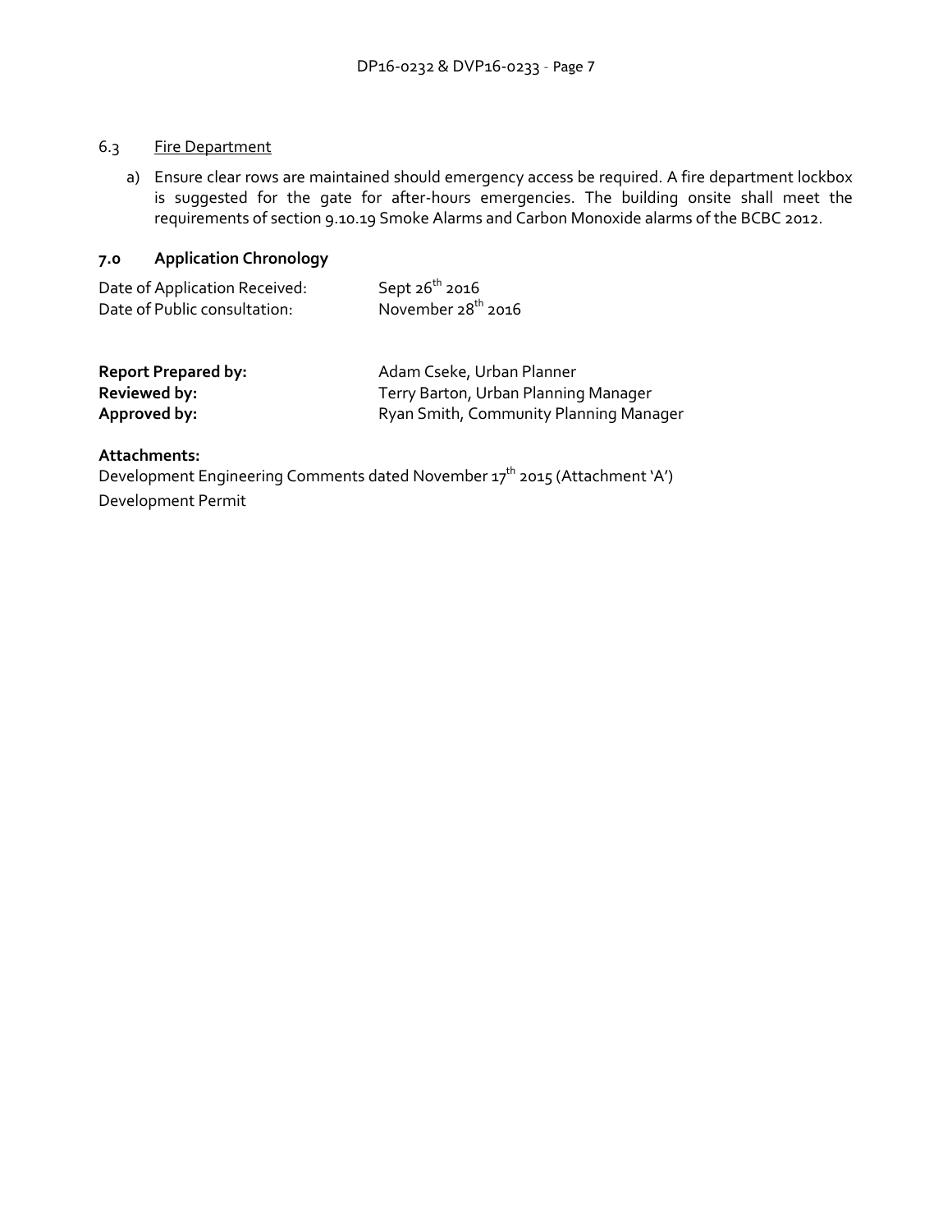### 6.3 Fire Department

a) Ensure clear rows are maintained should emergency access be required. A fire department lockbox is suggested for the gate for after-hours emergencies. The building onsite shall meet the requirements of section 9.10.19 Smoke Alarms and Carbon Monoxide alarms of the BCBC 2012.

## 7.0 Application Chronology

Date of Application Received: Sept 26th 2016
Date of Public consultation: November 28th 2016

**Report Prepared by:** Adam Cseke, Urban Planner
**Reviewed by:** Terry Barton, Urban Planning Manager
**Approved by:** Ryan Smith, Community Planning Manager

**Attachments:**

Development Engineering Comments dated November 17th 2015 (Attachment 'A')

Development Permit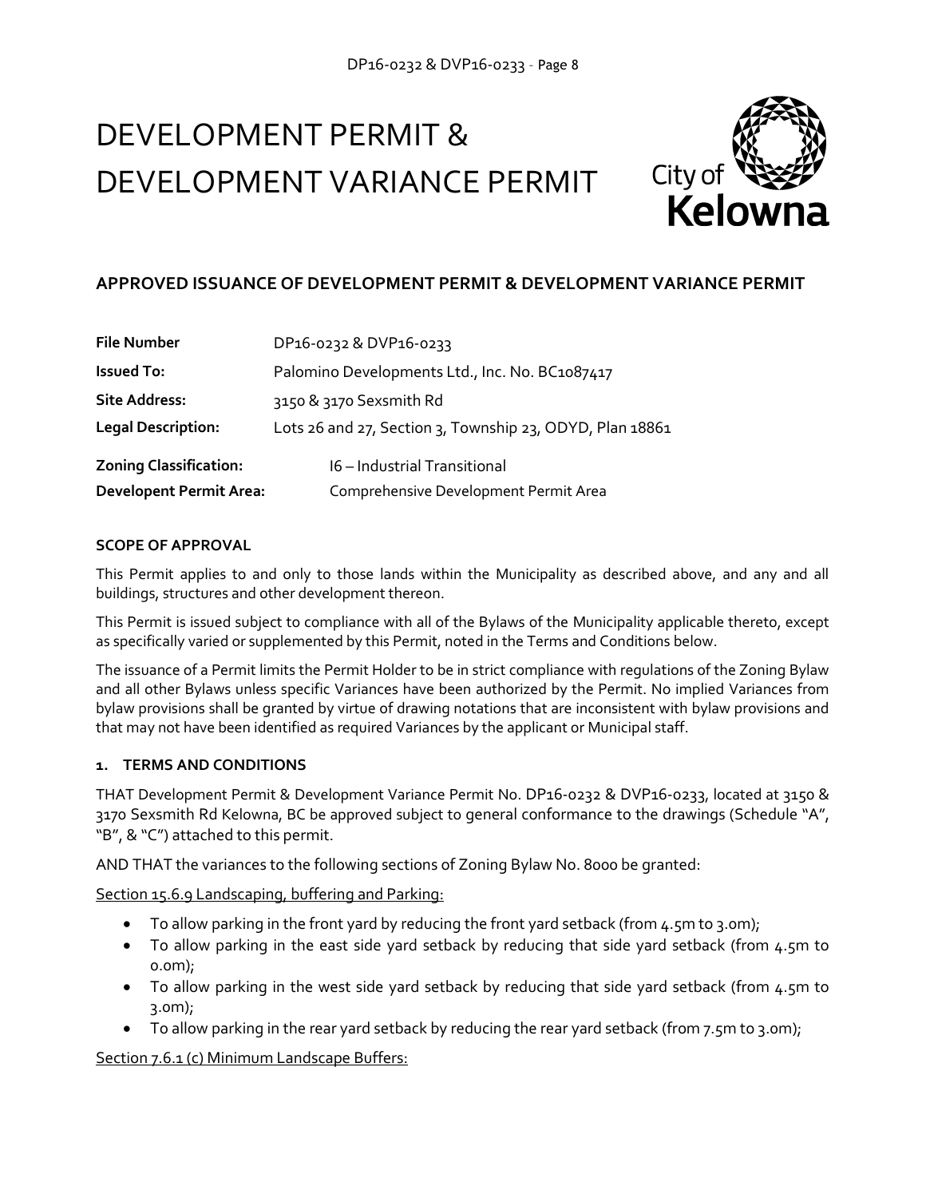# DEVELOPMENT PERMIT & DEVELOPMENT VARIANCE PERMIT

City of Kelowna

## APPROVED ISSUANCE OF DEVELOPMENT PERMIT & DEVELOPMENT VARIANCE PERMIT

| | |
|---|---|
| **File Number** | DP16-0232 & DVP16-0233 |
| **Issued To:** | Palomino Developments Ltd., Inc. No. BC1087417 |
| **Site Address:** | 3150 & 3170 Sexsmith Rd |
| **Legal Description:** | Lots 26 and 27, Section 3, Township 23, ODYD, Plan 18861 |
| **Zoning Classification:** | I6 – Industrial Transitional |
| **Developent Permit Area:** | Comprehensive Development Permit Area |

### SCOPE OF APPROVAL

This Permit applies to and only to those lands within the Municipality as described above, and any and all buildings, structures and other development thereon.

This Permit is issued subject to compliance with all of the Bylaws of the Municipality applicable thereto, except as specifically varied or supplemented by this Permit, noted in the Terms and Conditions below.

The issuance of a Permit limits the Permit Holder to be in strict compliance with regulations of the Zoning Bylaw and all other Bylaws unless specific Variances have been authorized by the Permit. No implied Variances from bylaw provisions shall be granted by virtue of drawing notations that are inconsistent with bylaw provisions and that may not have been identified as required Variances by the applicant or Municipal staff.

### 1. TERMS AND CONDITIONS

THAT Development Permit & Development Variance Permit No. DP16-0232 & DVP16-0233, located at 3150 & 3170 Sexsmith Rd Kelowna, BC be approved subject to general conformance to the drawings (Schedule "A", "B", & "C") attached to this permit.

AND THAT the variances to the following sections of Zoning Bylaw No. 8000 be granted:

Section 15.6.9 Landscaping, buffering and Parking:

- To allow parking in the front yard by reducing the front yard setback (from 4.5m to 3.0m);
- To allow parking in the east side yard setback by reducing that side yard setback (from 4.5m to 0.0m);
- To allow parking in the west side yard setback by reducing that side yard setback (from 4.5m to 3.0m);
- To allow parking in the rear yard setback by reducing the rear yard setback (from 7.5m to 3.0m);

Section 7.6.1 (c) Minimum Landscape Buffers: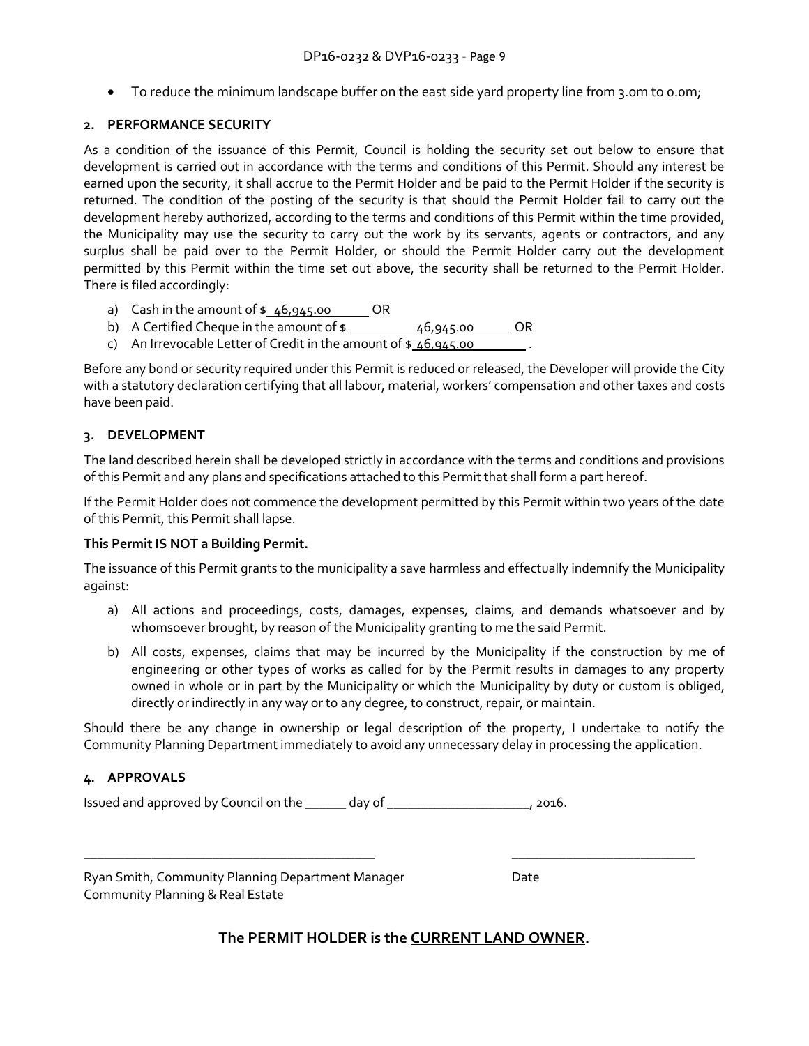- To reduce the minimum landscape buffer on the east side yard property line from 3.0m to 0.0m;

## 2. PERFORMANCE SECURITY

As a condition of the issuance of this Permit, Council is holding the security set out below to ensure that development is carried out in accordance with the terms and conditions of this Permit. Should any interest be earned upon the security, it shall accrue to the Permit Holder and be paid to the Permit Holder if the security is returned. The condition of the posting of the security is that should the Permit Holder fail to carry out the development hereby authorized, according to the terms and conditions of this Permit within the time provided, the Municipality may use the security to carry out the work by its servants, agents or contractors, and any surplus shall be paid over to the Permit Holder, or should the Permit Holder carry out the development permitted by this Permit within the time set out above, the security shall be returned to the Permit Holder. There is filed accordingly:

a) Cash in the amount of $ 46,945.00 OR
b) A Certified Cheque in the amount of $ 46,945.00 OR
c) An Irrevocable Letter of Credit in the amount of $ 46,945.00 .

Before any bond or security required under this Permit is reduced or released, the Developer will provide the City with a statutory declaration certifying that all labour, material, workers' compensation and other taxes and costs have been paid.

## 3. DEVELOPMENT

The land described herein shall be developed strictly in accordance with the terms and conditions and provisions of this Permit and any plans and specifications attached to this Permit that shall form a part hereof.

If the Permit Holder does not commence the development permitted by this Permit within two years of the date of this Permit, this Permit shall lapse.

**This Permit IS NOT a Building Permit.**

The issuance of this Permit grants to the municipality a save harmless and effectually indemnify the Municipality against:

a) All actions and proceedings, costs, damages, expenses, claims, and demands whatsoever and by whomsoever brought, by reason of the Municipality granting to me the said Permit.

b) All costs, expenses, claims that may be incurred by the Municipality if the construction by me of engineering or other types of works as called for by the Permit results in damages to any property owned in whole or in part by the Municipality or which the Municipality by duty or custom is obliged, directly or indirectly in any way or to any degree, to construct, repair, or maintain.

Should there be any change in ownership or legal description of the property, I undertake to notify the Community Planning Department immediately to avoid any unnecessary delay in processing the application.

## 4. APPROVALS

Issued and approved by Council on the ______ day of ____________________, 2016.

_________________________________________ ___________________________

Ryan Smith, Community Planning Department Manager Date
Community Planning & Real Estate

**The PERMIT HOLDER is the CURRENT LAND OWNER.**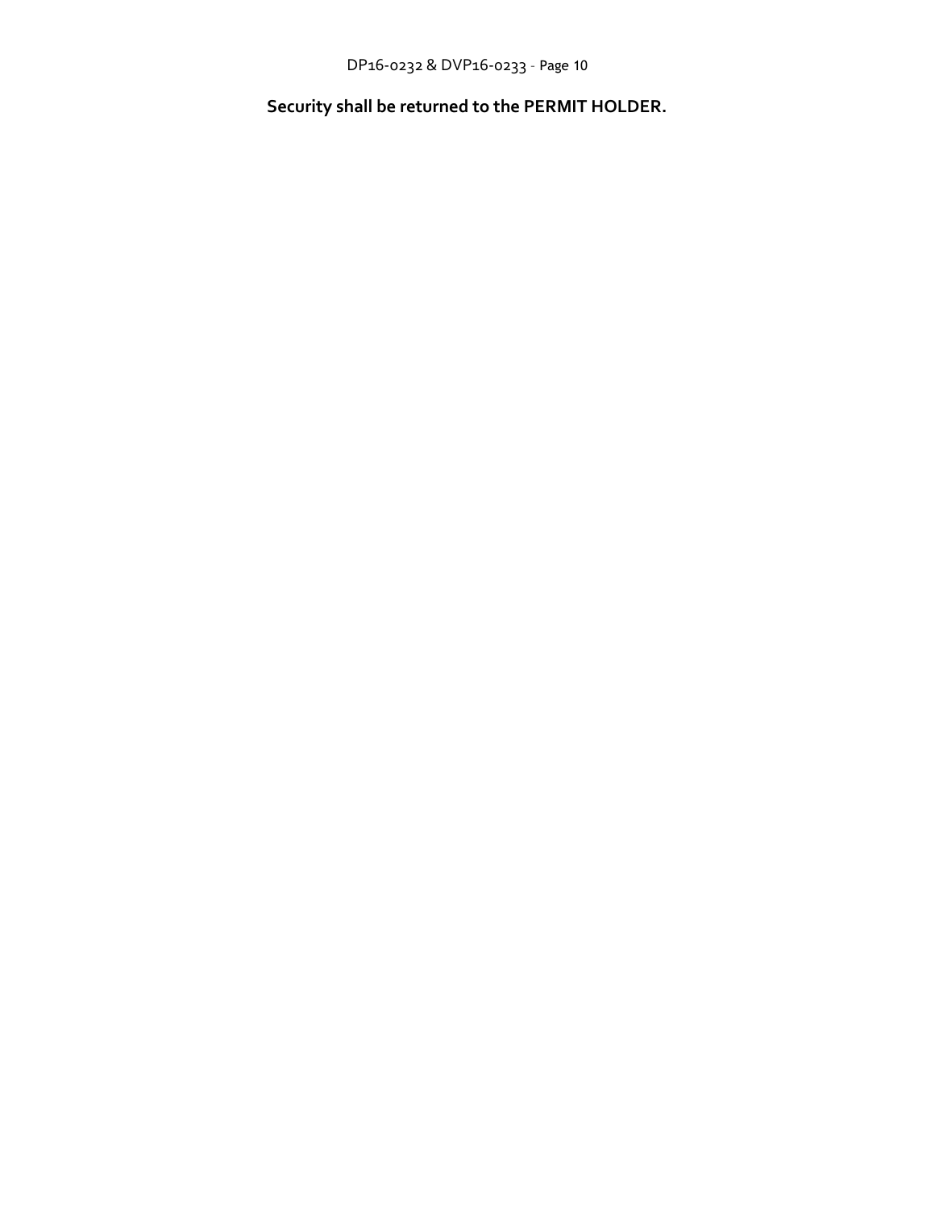**Security shall be returned to the PERMIT HOLDER.**